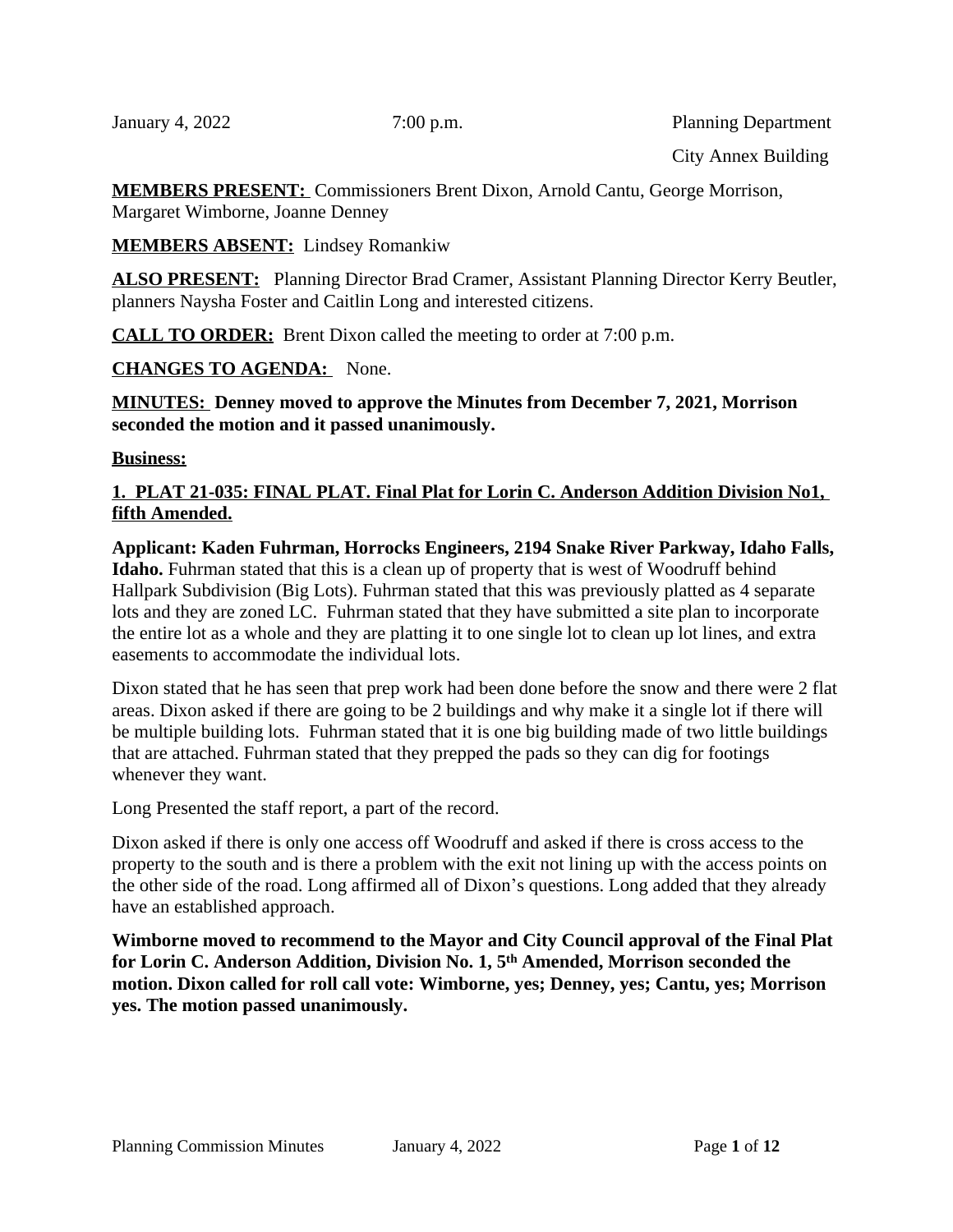January 4, 2022 7:00 p.m. Planning Department

City Annex Building

**MEMBERS PRESENT:** Commissioners Brent Dixon, Arnold Cantu, George Morrison, Margaret Wimborne, Joanne Denney

**MEMBERS ABSENT:** Lindsey Romankiw

**ALSO PRESENT:** Planning Director Brad Cramer, Assistant Planning Director Kerry Beutler, planners Naysha Foster and Caitlin Long and interested citizens.

**CALL TO ORDER:** Brent Dixon called the meeting to order at 7:00 p.m.

**CHANGES TO AGENDA:** None.

**MINUTES:** **Denney moved to approve the Minutes from December 7, 2021, Morrison seconded the motion and it passed unanimously.**

**Business:**

**1. PLAT 21-035: FINAL PLAT. Final Plat for Lorin C. Anderson Addition Division No1, fifth Amended.**

**Applicant: Kaden Fuhrman, Horrocks Engineers, 2194 Snake River Parkway, Idaho Falls, Idaho.** Fuhrman stated that this is a clean up of property that is west of Woodruff behind Hallpark Subdivision (Big Lots). Fuhrman stated that this was previously platted as 4 separate lots and they are zoned LC. Fuhrman stated that they have submitted a site plan to incorporate the entire lot as a whole and they are platting it to one single lot to clean up lot lines, and extra easements to accommodate the individual lots.

Dixon stated that he has seen that prep work had been done before the snow and there were 2 flat areas. Dixon asked if there are going to be 2 buildings and why make it a single lot if there will be multiple building lots. Fuhrman stated that it is one big building made of two little buildings that are attached. Fuhrman stated that they prepped the pads so they can dig for footings whenever they want.

Long Presented the staff report, a part of the record.

Dixon asked if there is only one access off Woodruff and asked if there is cross access to the property to the south and is there a problem with the exit not lining up with the access points on the other side of the road. Long affirmed all of Dixon's questions. Long added that they already have an established approach.

**Wimborne moved to recommend to the Mayor and City Council approval of the Final Plat for Lorin C. Anderson Addition, Division No. 1, 5th Amended, Morrison seconded the motion. Dixon called for roll call vote: Wimborne, yes; Denney, yes; Cantu, yes; Morrison yes. The motion passed unanimously.**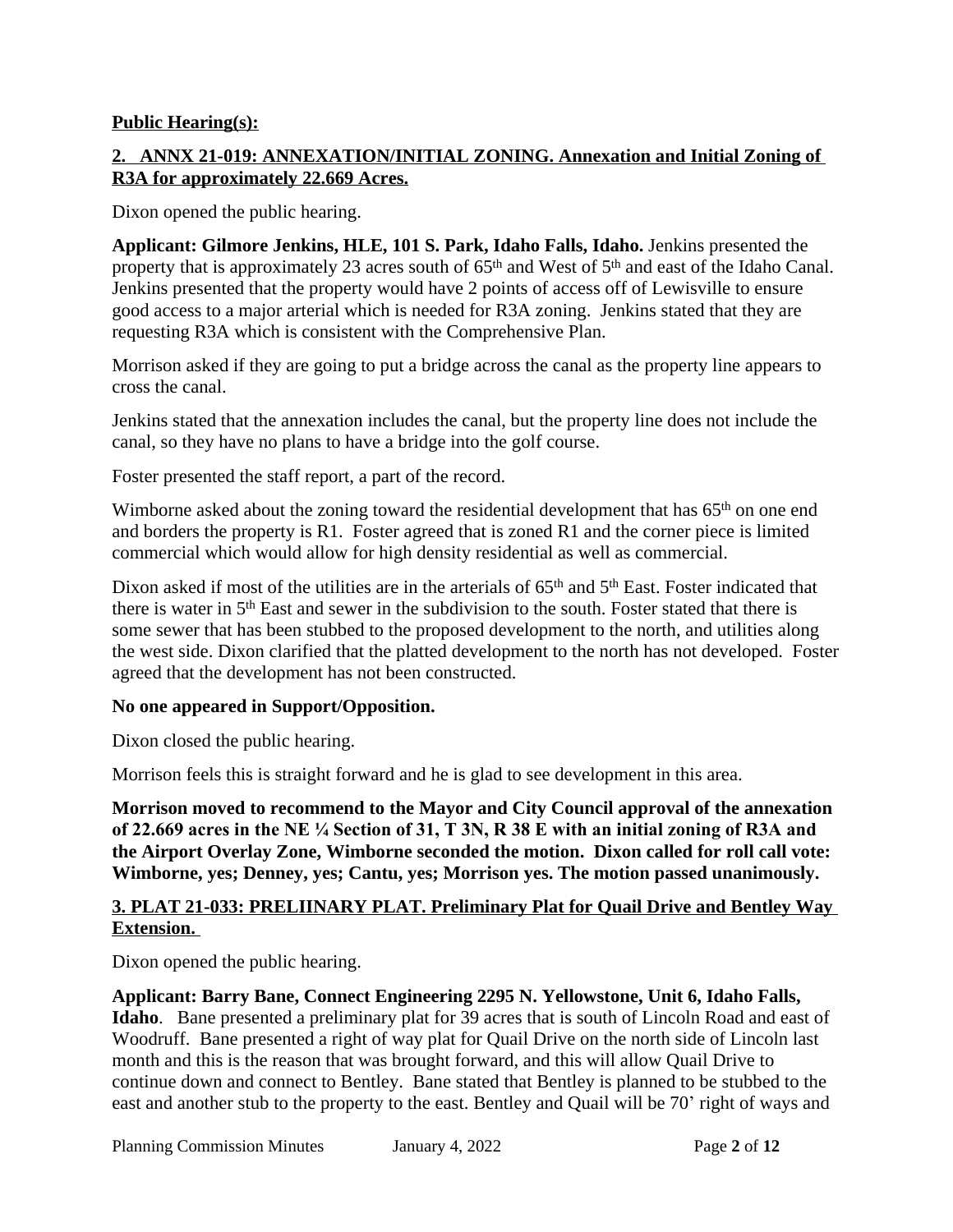**Public Hearing(s):**

**2. ANNX 21-019: ANNEXATION/INITIAL ZONING. Annexation and Initial Zoning of R3A for approximately 22.669 Acres.**

Dixon opened the public hearing.

**Applicant: Gilmore Jenkins, HLE, 101 S. Park, Idaho Falls, Idaho.** Jenkins presented the property that is approximately 23 acres south of 65th and West of 5th and east of the Idaho Canal. Jenkins presented that the property would have 2 points of access off of Lewisville to ensure good access to a major arterial which is needed for R3A zoning. Jenkins stated that they are requesting R3A which is consistent with the Comprehensive Plan.

Morrison asked if they are going to put a bridge across the canal as the property line appears to cross the canal.

Jenkins stated that the annexation includes the canal, but the property line does not include the canal, so they have no plans to have a bridge into the golf course.

Foster presented the staff report, a part of the record.

Wimborne asked about the zoning toward the residential development that has 65th on one end and borders the property is R1. Foster agreed that is zoned R1 and the corner piece is limited commercial which would allow for high density residential as well as commercial.

Dixon asked if most of the utilities are in the arterials of 65th and 5th East. Foster indicated that there is water in 5th East and sewer in the subdivision to the south. Foster stated that there is some sewer that has been stubbed to the proposed development to the north, and utilities along the west side. Dixon clarified that the platted development to the north has not developed. Foster agreed that the development has not been constructed.

**No one appeared in Support/Opposition.**

Dixon closed the public hearing.

Morrison feels this is straight forward and he is glad to see development in this area.

**Morrison moved to recommend to the Mayor and City Council approval of the annexation of 22.669 acres in the NE ¼ Section of 31, T 3N, R 38 E with an initial zoning of R3A and the Airport Overlay Zone, Wimborne seconded the motion. Dixon called for roll call vote: Wimborne, yes; Denney, yes; Cantu, yes; Morrison yes. The motion passed unanimously.**

**3. PLAT 21-033: PRELIINARY PLAT. Preliminary Plat for Quail Drive and Bentley Way Extension.**

Dixon opened the public hearing.

**Applicant: Barry Bane, Connect Engineering 2295 N. Yellowstone, Unit 6, Idaho Falls, Idaho**. Bane presented a preliminary plat for 39 acres that is south of Lincoln Road and east of Woodruff. Bane presented a right of way plat for Quail Drive on the north side of Lincoln last month and this is the reason that was brought forward, and this will allow Quail Drive to continue down and connect to Bentley. Bane stated that Bentley is planned to be stubbed to the east and another stub to the property to the east. Bentley and Quail will be 70' right of ways and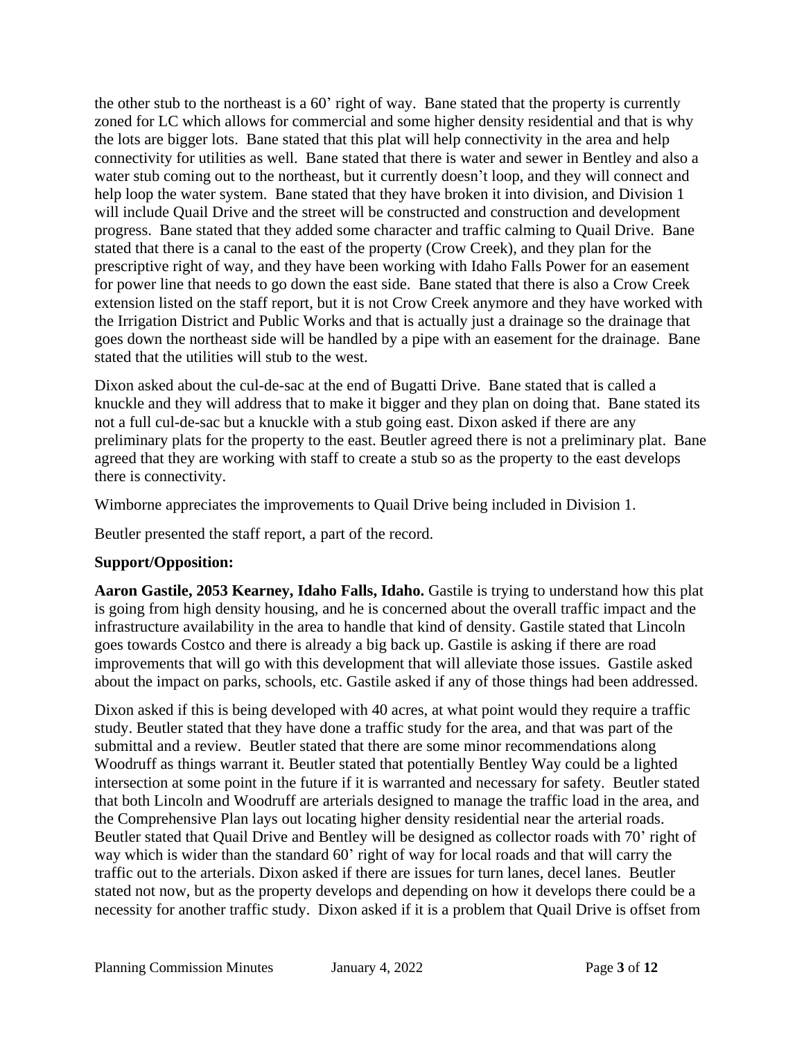the other stub to the northeast is a 60' right of way. Bane stated that the property is currently zoned for LC which allows for commercial and some higher density residential and that is why the lots are bigger lots. Bane stated that this plat will help connectivity in the area and help connectivity for utilities as well. Bane stated that there is water and sewer in Bentley and also a water stub coming out to the northeast, but it currently doesn't loop, and they will connect and help loop the water system. Bane stated that they have broken it into division, and Division 1 will include Quail Drive and the street will be constructed and construction and development progress. Bane stated that they added some character and traffic calming to Quail Drive. Bane stated that there is a canal to the east of the property (Crow Creek), and they plan for the prescriptive right of way, and they have been working with Idaho Falls Power for an easement for power line that needs to go down the east side. Bane stated that there is also a Crow Creek extension listed on the staff report, but it is not Crow Creek anymore and they have worked with the Irrigation District and Public Works and that is actually just a drainage so the drainage that goes down the northeast side will be handled by a pipe with an easement for the drainage. Bane stated that the utilities will stub to the west.

Dixon asked about the cul-de-sac at the end of Bugatti Drive. Bane stated that is called a knuckle and they will address that to make it bigger and they plan on doing that. Bane stated its not a full cul-de-sac but a knuckle with a stub going east. Dixon asked if there are any preliminary plats for the property to the east. Beutler agreed there is not a preliminary plat. Bane agreed that they are working with staff to create a stub so as the property to the east develops there is connectivity.

Wimborne appreciates the improvements to Quail Drive being included in Division 1.

Beutler presented the staff report, a part of the record.

**Support/Opposition:**

**Aaron Gastile, 2053 Kearney, Idaho Falls, Idaho.** Gastile is trying to understand how this plat is going from high density housing, and he is concerned about the overall traffic impact and the infrastructure availability in the area to handle that kind of density. Gastile stated that Lincoln goes towards Costco and there is already a big back up. Gastile is asking if there are road improvements that will go with this development that will alleviate those issues. Gastile asked about the impact on parks, schools, etc. Gastile asked if any of those things had been addressed.

Dixon asked if this is being developed with 40 acres, at what point would they require a traffic study. Beutler stated that they have done a traffic study for the area, and that was part of the submittal and a review. Beutler stated that there are some minor recommendations along Woodruff as things warrant it. Beutler stated that potentially Bentley Way could be a lighted intersection at some point in the future if it is warranted and necessary for safety. Beutler stated that both Lincoln and Woodruff are arterials designed to manage the traffic load in the area, and the Comprehensive Plan lays out locating higher density residential near the arterial roads. Beutler stated that Quail Drive and Bentley will be designed as collector roads with 70' right of way which is wider than the standard 60' right of way for local roads and that will carry the traffic out to the arterials. Dixon asked if there are issues for turn lanes, decel lanes. Beutler stated not now, but as the property develops and depending on how it develops there could be a necessity for another traffic study. Dixon asked if it is a problem that Quail Drive is offset from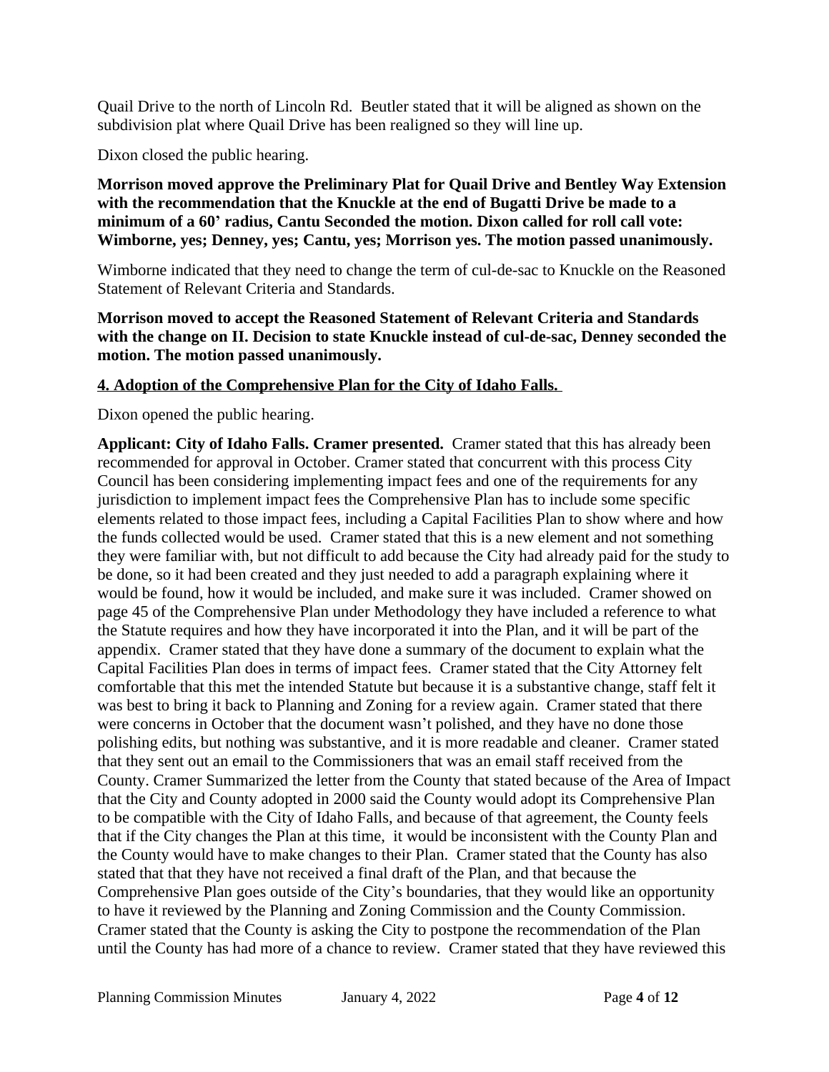Quail Drive to the north of Lincoln Rd. Beutler stated that it will be aligned as shown on the subdivision plat where Quail Drive has been realigned so they will line up.

Dixon closed the public hearing.

**Morrison moved approve the Preliminary Plat for Quail Drive and Bentley Way Extension with the recommendation that the Knuckle at the end of Bugatti Drive be made to a minimum of a 60' radius, Cantu Seconded the motion. Dixon called for roll call vote: Wimborne, yes; Denney, yes; Cantu, yes; Morrison yes. The motion passed unanimously.**

Wimborne indicated that they need to change the term of cul-de-sac to Knuckle on the Reasoned Statement of Relevant Criteria and Standards.

**Morrison moved to accept the Reasoned Statement of Relevant Criteria and Standards with the change on II. Decision to state Knuckle instead of cul-de-sac, Denney seconded the motion. The motion passed unanimously.**

**4. Adoption of the Comprehensive Plan for the City of Idaho Falls.**

Dixon opened the public hearing.

**Applicant: City of Idaho Falls. Cramer presented.** Cramer stated that this has already been recommended for approval in October. Cramer stated that concurrent with this process City Council has been considering implementing impact fees and one of the requirements for any jurisdiction to implement impact fees the Comprehensive Plan has to include some specific elements related to those impact fees, including a Capital Facilities Plan to show where and how the funds collected would be used. Cramer stated that this is a new element and not something they were familiar with, but not difficult to add because the City had already paid for the study to be done, so it had been created and they just needed to add a paragraph explaining where it would be found, how it would be included, and make sure it was included. Cramer showed on page 45 of the Comprehensive Plan under Methodology they have included a reference to what the Statute requires and how they have incorporated it into the Plan, and it will be part of the appendix. Cramer stated that they have done a summary of the document to explain what the Capital Facilities Plan does in terms of impact fees. Cramer stated that the City Attorney felt comfortable that this met the intended Statute but because it is a substantive change, staff felt it was best to bring it back to Planning and Zoning for a review again. Cramer stated that there were concerns in October that the document wasn't polished, and they have no done those polishing edits, but nothing was substantive, and it is more readable and cleaner. Cramer stated that they sent out an email to the Commissioners that was an email staff received from the County. Cramer Summarized the letter from the County that stated because of the Area of Impact that the City and County adopted in 2000 said the County would adopt its Comprehensive Plan to be compatible with the City of Idaho Falls, and because of that agreement, the County feels that if the City changes the Plan at this time, it would be inconsistent with the County Plan and the County would have to make changes to their Plan. Cramer stated that the County has also stated that that they have not received a final draft of the Plan, and that because the Comprehensive Plan goes outside of the City's boundaries, that they would like an opportunity to have it reviewed by the Planning and Zoning Commission and the County Commission. Cramer stated that the County is asking the City to postpone the recommendation of the Plan until the County has had more of a chance to review. Cramer stated that they have reviewed this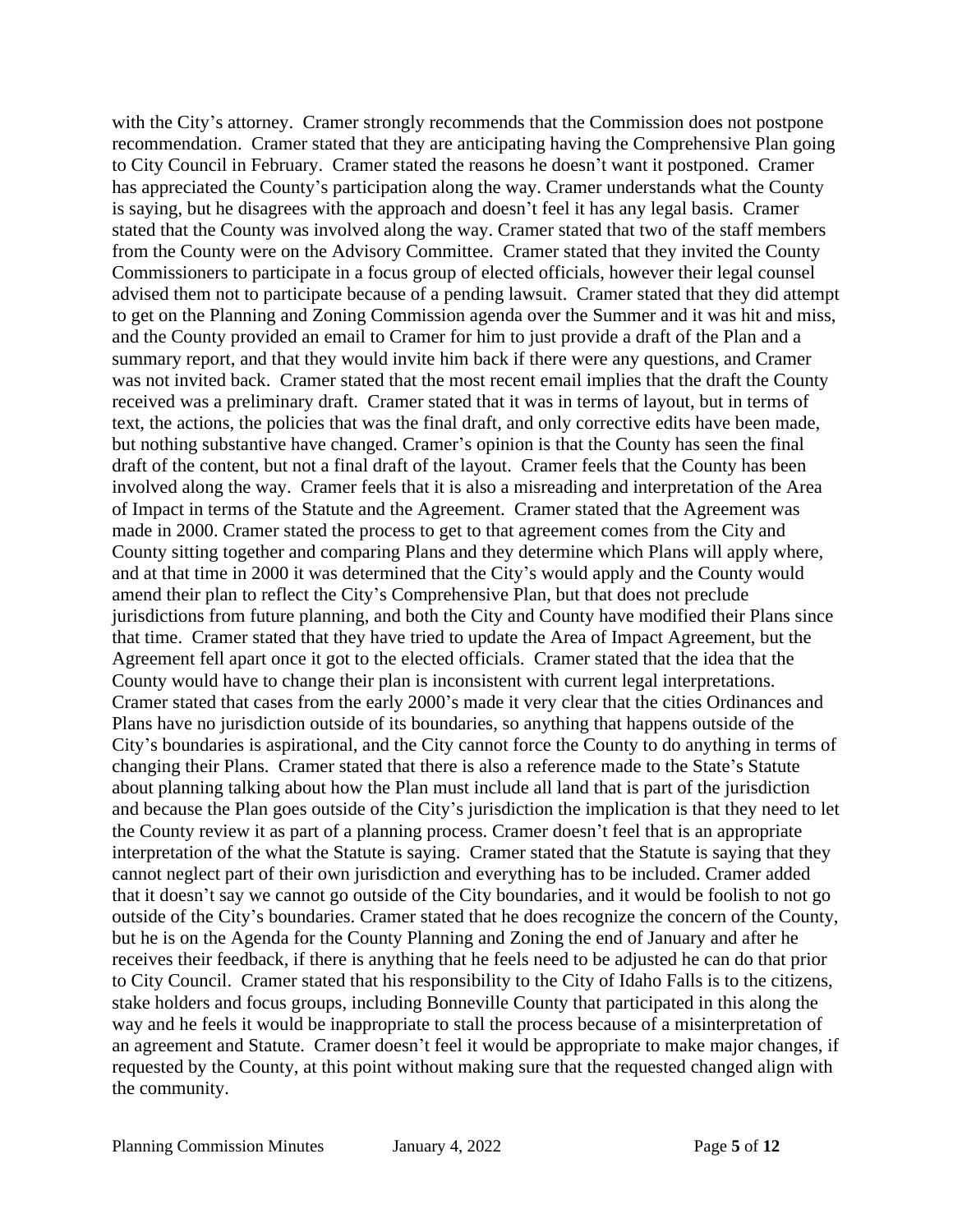with the City's attorney. Cramer strongly recommends that the Commission does not postpone recommendation. Cramer stated that they are anticipating having the Comprehensive Plan going to City Council in February. Cramer stated the reasons he doesn't want it postponed. Cramer has appreciated the County's participation along the way. Cramer understands what the County is saying, but he disagrees with the approach and doesn't feel it has any legal basis. Cramer stated that the County was involved along the way. Cramer stated that two of the staff members from the County were on the Advisory Committee. Cramer stated that they invited the County Commissioners to participate in a focus group of elected officials, however their legal counsel advised them not to participate because of a pending lawsuit. Cramer stated that they did attempt to get on the Planning and Zoning Commission agenda over the Summer and it was hit and miss, and the County provided an email to Cramer for him to just provide a draft of the Plan and a summary report, and that they would invite him back if there were any questions, and Cramer was not invited back. Cramer stated that the most recent email implies that the draft the County received was a preliminary draft. Cramer stated that it was in terms of layout, but in terms of text, the actions, the policies that was the final draft, and only corrective edits have been made, but nothing substantive have changed. Cramer's opinion is that the County has seen the final draft of the content, but not a final draft of the layout. Cramer feels that the County has been involved along the way. Cramer feels that it is also a misreading and interpretation of the Area of Impact in terms of the Statute and the Agreement. Cramer stated that the Agreement was made in 2000. Cramer stated the process to get to that agreement comes from the City and County sitting together and comparing Plans and they determine which Plans will apply where, and at that time in 2000 it was determined that the City's would apply and the County would amend their plan to reflect the City's Comprehensive Plan, but that does not preclude jurisdictions from future planning, and both the City and County have modified their Plans since that time. Cramer stated that they have tried to update the Area of Impact Agreement, but the Agreement fell apart once it got to the elected officials. Cramer stated that the idea that the County would have to change their plan is inconsistent with current legal interpretations. Cramer stated that cases from the early 2000's made it very clear that the cities Ordinances and Plans have no jurisdiction outside of its boundaries, so anything that happens outside of the City's boundaries is aspirational, and the City cannot force the County to do anything in terms of changing their Plans. Cramer stated that there is also a reference made to the State's Statute about planning talking about how the Plan must include all land that is part of the jurisdiction and because the Plan goes outside of the City's jurisdiction the implication is that they need to let the County review it as part of a planning process. Cramer doesn't feel that is an appropriate interpretation of the what the Statute is saying. Cramer stated that the Statute is saying that they cannot neglect part of their own jurisdiction and everything has to be included. Cramer added that it doesn't say we cannot go outside of the City boundaries, and it would be foolish to not go outside of the City's boundaries. Cramer stated that he does recognize the concern of the County, but he is on the Agenda for the County Planning and Zoning the end of January and after he receives their feedback, if there is anything that he feels need to be adjusted he can do that prior to City Council. Cramer stated that his responsibility to the City of Idaho Falls is to the citizens, stake holders and focus groups, including Bonneville County that participated in this along the way and he feels it would be inappropriate to stall the process because of a misinterpretation of an agreement and Statute. Cramer doesn't feel it would be appropriate to make major changes, if requested by the County, at this point without making sure that the requested changed align with the community.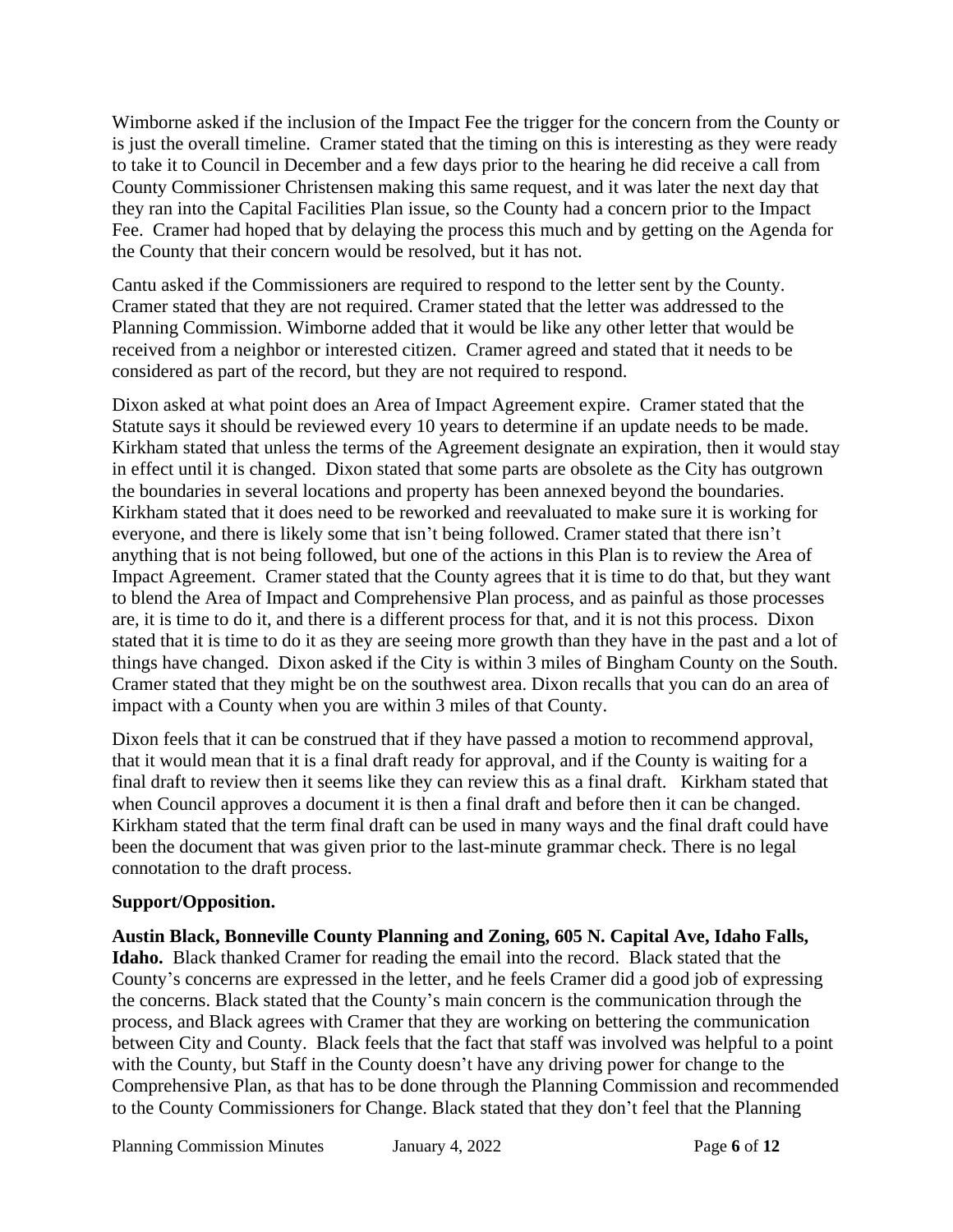Wimborne asked if the inclusion of the Impact Fee the trigger for the concern from the County or is just the overall timeline. Cramer stated that the timing on this is interesting as they were ready to take it to Council in December and a few days prior to the hearing he did receive a call from County Commissioner Christensen making this same request, and it was later the next day that they ran into the Capital Facilities Plan issue, so the County had a concern prior to the Impact Fee. Cramer had hoped that by delaying the process this much and by getting on the Agenda for the County that their concern would be resolved, but it has not.

Cantu asked if the Commissioners are required to respond to the letter sent by the County. Cramer stated that they are not required. Cramer stated that the letter was addressed to the Planning Commission. Wimborne added that it would be like any other letter that would be received from a neighbor or interested citizen. Cramer agreed and stated that it needs to be considered as part of the record, but they are not required to respond.

Dixon asked at what point does an Area of Impact Agreement expire. Cramer stated that the Statute says it should be reviewed every 10 years to determine if an update needs to be made. Kirkham stated that unless the terms of the Agreement designate an expiration, then it would stay in effect until it is changed. Dixon stated that some parts are obsolete as the City has outgrown the boundaries in several locations and property has been annexed beyond the boundaries. Kirkham stated that it does need to be reworked and reevaluated to make sure it is working for everyone, and there is likely some that isn't being followed. Cramer stated that there isn't anything that is not being followed, but one of the actions in this Plan is to review the Area of Impact Agreement. Cramer stated that the County agrees that it is time to do that, but they want to blend the Area of Impact and Comprehensive Plan process, and as painful as those processes are, it is time to do it, and there is a different process for that, and it is not this process. Dixon stated that it is time to do it as they are seeing more growth than they have in the past and a lot of things have changed. Dixon asked if the City is within 3 miles of Bingham County on the South. Cramer stated that they might be on the southwest area. Dixon recalls that you can do an area of impact with a County when you are within 3 miles of that County.

Dixon feels that it can be construed that if they have passed a motion to recommend approval, that it would mean that it is a final draft ready for approval, and if the County is waiting for a final draft to review then it seems like they can review this as a final draft. Kirkham stated that when Council approves a document it is then a final draft and before then it can be changed. Kirkham stated that the term final draft can be used in many ways and the final draft could have been the document that was given prior to the last-minute grammar check. There is no legal connotation to the draft process.

**Support/Opposition.**

**Austin Black, Bonneville County Planning and Zoning, 605 N. Capital Ave, Idaho Falls, Idaho.** Black thanked Cramer for reading the email into the record. Black stated that the County's concerns are expressed in the letter, and he feels Cramer did a good job of expressing the concerns. Black stated that the County's main concern is the communication through the process, and Black agrees with Cramer that they are working on bettering the communication between City and County. Black feels that the fact that staff was involved was helpful to a point with the County, but Staff in the County doesn't have any driving power for change to the Comprehensive Plan, as that has to be done through the Planning Commission and recommended to the County Commissioners for Change. Black stated that they don't feel that the Planning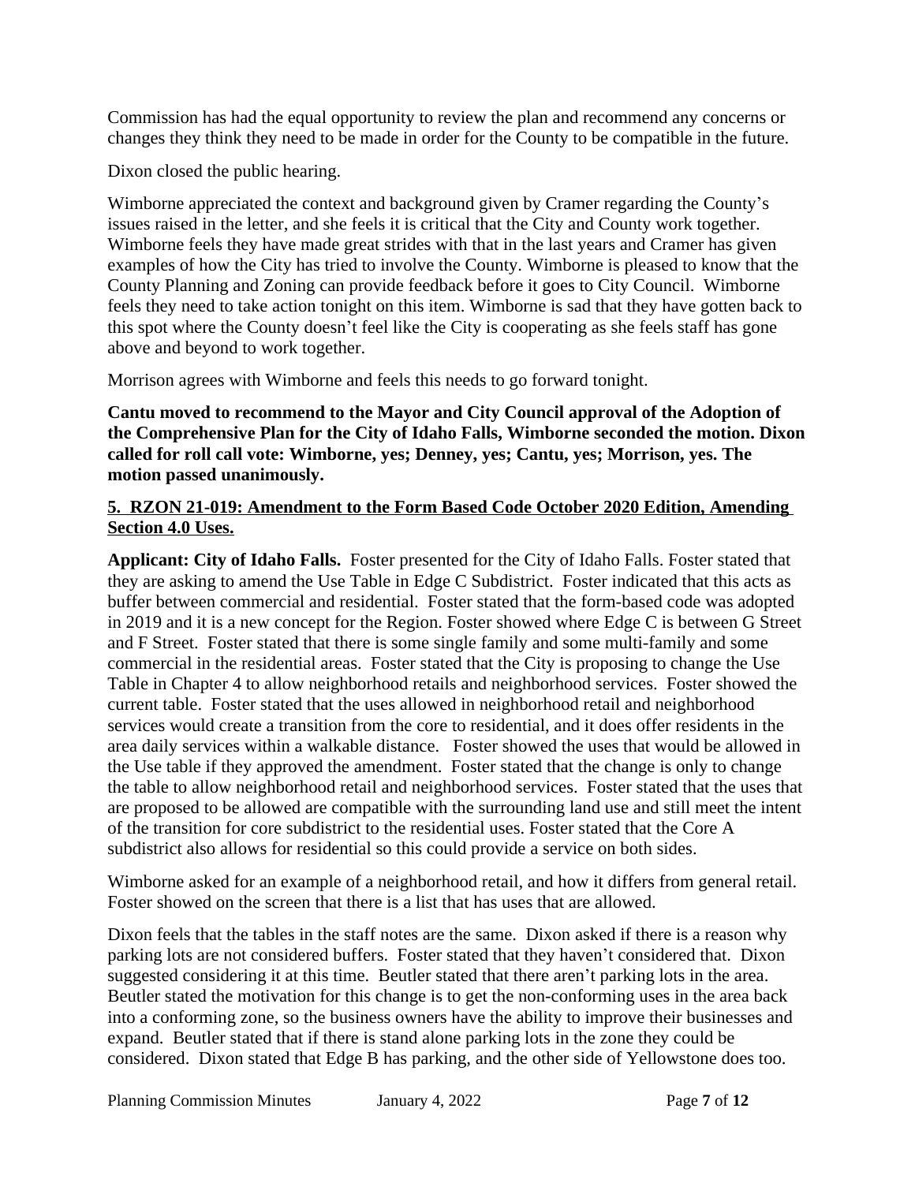Commission has had the equal opportunity to review the plan and recommend any concerns or changes they think they need to be made in order for the County to be compatible in the future.

Dixon closed the public hearing.

Wimborne appreciated the context and background given by Cramer regarding the County's issues raised in the letter, and she feels it is critical that the City and County work together. Wimborne feels they have made great strides with that in the last years and Cramer has given examples of how the City has tried to involve the County. Wimborne is pleased to know that the County Planning and Zoning can provide feedback before it goes to City Council. Wimborne feels they need to take action tonight on this item. Wimborne is sad that they have gotten back to this spot where the County doesn't feel like the City is cooperating as she feels staff has gone above and beyond to work together.

Morrison agrees with Wimborne and feels this needs to go forward tonight.

**Cantu moved to recommend to the Mayor and City Council approval of the Adoption of the Comprehensive Plan for the City of Idaho Falls, Wimborne seconded the motion. Dixon called for roll call vote: Wimborne, yes; Denney, yes; Cantu, yes; Morrison, yes. The motion passed unanimously.**

**5. RZON 21-019: Amendment to the Form Based Code October 2020 Edition, Amending Section 4.0 Uses.**

**Applicant: City of Idaho Falls.** Foster presented for the City of Idaho Falls. Foster stated that they are asking to amend the Use Table in Edge C Subdistrict. Foster indicated that this acts as buffer between commercial and residential. Foster stated that the form-based code was adopted in 2019 and it is a new concept for the Region. Foster showed where Edge C is between G Street and F Street. Foster stated that there is some single family and some multi-family and some commercial in the residential areas. Foster stated that the City is proposing to change the Use Table in Chapter 4 to allow neighborhood retails and neighborhood services. Foster showed the current table. Foster stated that the uses allowed in neighborhood retail and neighborhood services would create a transition from the core to residential, and it does offer residents in the area daily services within a walkable distance. Foster showed the uses that would be allowed in the Use table if they approved the amendment. Foster stated that the change is only to change the table to allow neighborhood retail and neighborhood services. Foster stated that the uses that are proposed to be allowed are compatible with the surrounding land use and still meet the intent of the transition for core subdistrict to the residential uses. Foster stated that the Core A subdistrict also allows for residential so this could provide a service on both sides.

Wimborne asked for an example of a neighborhood retail, and how it differs from general retail. Foster showed on the screen that there is a list that has uses that are allowed.

Dixon feels that the tables in the staff notes are the same. Dixon asked if there is a reason why parking lots are not considered buffers. Foster stated that they haven't considered that. Dixon suggested considering it at this time. Beutler stated that there aren't parking lots in the area. Beutler stated the motivation for this change is to get the non-conforming uses in the area back into a conforming zone, so the business owners have the ability to improve their businesses and expand. Beutler stated that if there is stand alone parking lots in the zone they could be considered. Dixon stated that Edge B has parking, and the other side of Yellowstone does too.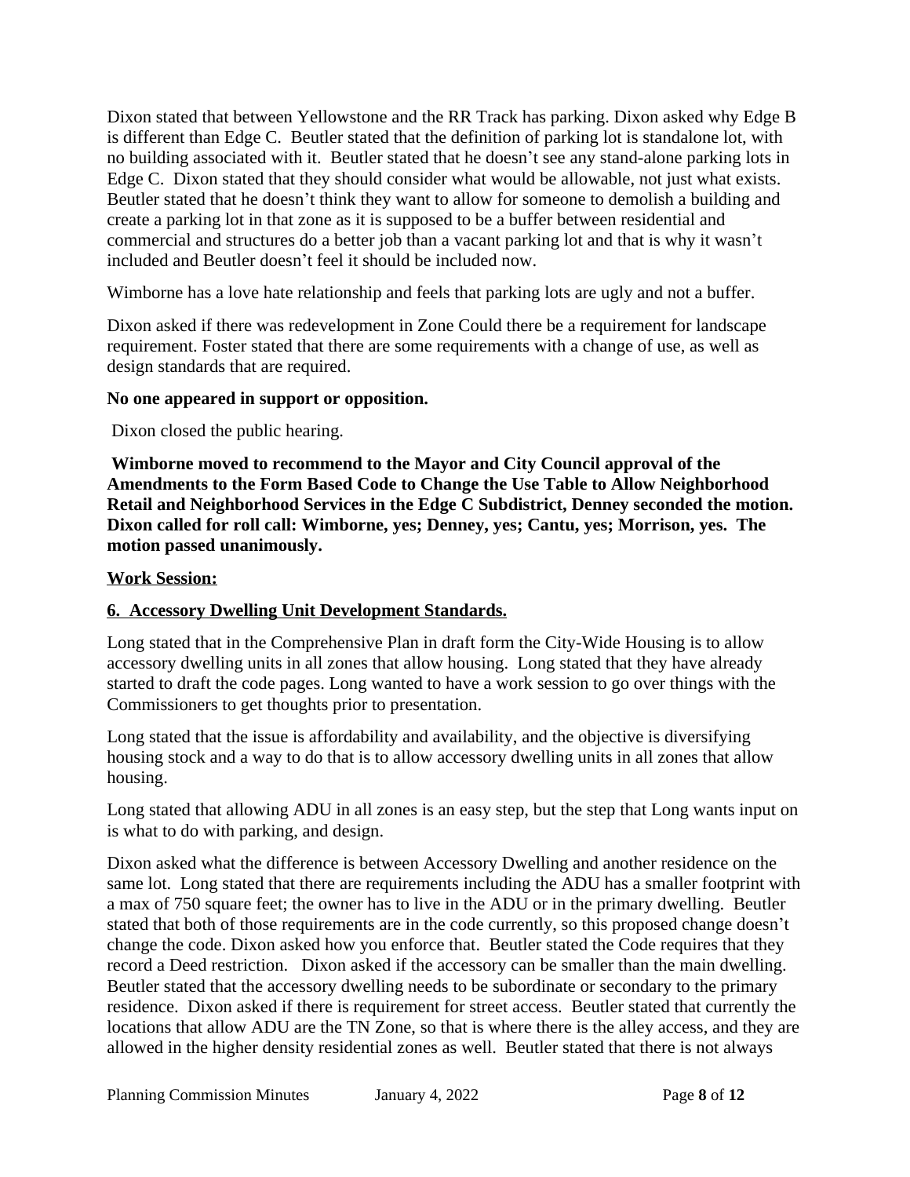Dixon stated that between Yellowstone and the RR Track has parking. Dixon asked why Edge B is different than Edge C. Beutler stated that the definition of parking lot is standalone lot, with no building associated with it. Beutler stated that he doesn't see any stand-alone parking lots in Edge C. Dixon stated that they should consider what would be allowable, not just what exists. Beutler stated that he doesn't think they want to allow for someone to demolish a building and create a parking lot in that zone as it is supposed to be a buffer between residential and commercial and structures do a better job than a vacant parking lot and that is why it wasn't included and Beutler doesn't feel it should be included now.

Wimborne has a love hate relationship and feels that parking lots are ugly and not a buffer.

Dixon asked if there was redevelopment in Zone Could there be a requirement for landscape requirement. Foster stated that there are some requirements with a change of use, as well as design standards that are required.

**No one appeared in support or opposition.**

Dixon closed the public hearing.

**Wimborne moved to recommend to the Mayor and City Council approval of the Amendments to the Form Based Code to Change the Use Table to Allow Neighborhood Retail and Neighborhood Services in the Edge C Subdistrict, Denney seconded the motion. Dixon called for roll call: Wimborne, yes; Denney, yes; Cantu, yes; Morrison, yes. The motion passed unanimously.**

**Work Session:**

**6. Accessory Dwelling Unit Development Standards.**

Long stated that in the Comprehensive Plan in draft form the City-Wide Housing is to allow accessory dwelling units in all zones that allow housing. Long stated that they have already started to draft the code pages. Long wanted to have a work session to go over things with the Commissioners to get thoughts prior to presentation.

Long stated that the issue is affordability and availability, and the objective is diversifying housing stock and a way to do that is to allow accessory dwelling units in all zones that allow housing.

Long stated that allowing ADU in all zones is an easy step, but the step that Long wants input on is what to do with parking, and design.

Dixon asked what the difference is between Accessory Dwelling and another residence on the same lot. Long stated that there are requirements including the ADU has a smaller footprint with a max of 750 square feet; the owner has to live in the ADU or in the primary dwelling. Beutler stated that both of those requirements are in the code currently, so this proposed change doesn't change the code. Dixon asked how you enforce that. Beutler stated the Code requires that they record a Deed restriction. Dixon asked if the accessory can be smaller than the main dwelling. Beutler stated that the accessory dwelling needs to be subordinate or secondary to the primary residence. Dixon asked if there is requirement for street access. Beutler stated that currently the locations that allow ADU are the TN Zone, so that is where there is the alley access, and they are allowed in the higher density residential zones as well. Beutler stated that there is not always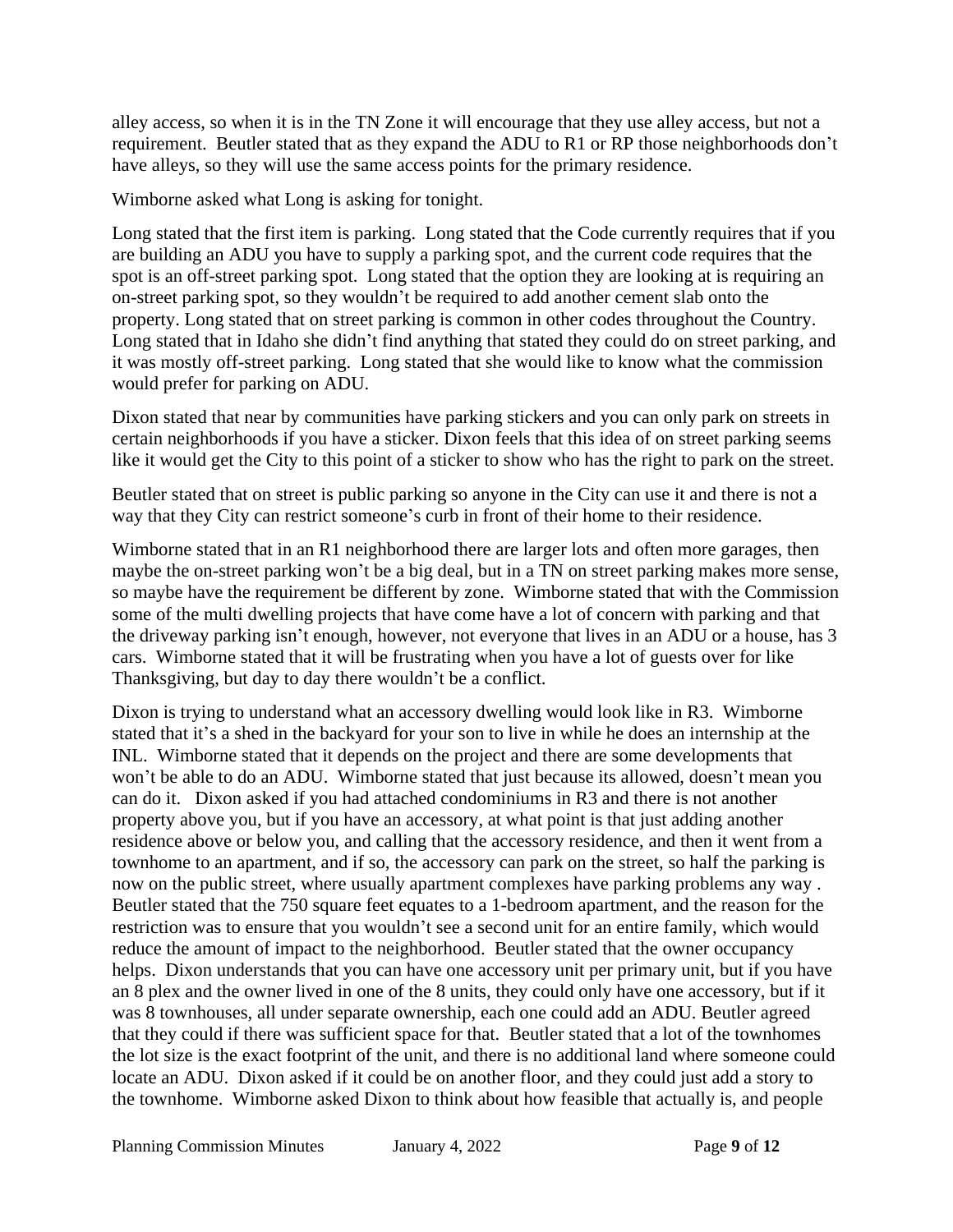alley access, so when it is in the TN Zone it will encourage that they use alley access, but not a requirement. Beutler stated that as they expand the ADU to R1 or RP those neighborhoods don't have alleys, so they will use the same access points for the primary residence.

Wimborne asked what Long is asking for tonight.

Long stated that the first item is parking. Long stated that the Code currently requires that if you are building an ADU you have to supply a parking spot, and the current code requires that the spot is an off-street parking spot. Long stated that the option they are looking at is requiring an on-street parking spot, so they wouldn't be required to add another cement slab onto the property. Long stated that on street parking is common in other codes throughout the Country. Long stated that in Idaho she didn't find anything that stated they could do on street parking, and it was mostly off-street parking. Long stated that she would like to know what the commission would prefer for parking on ADU.

Dixon stated that near by communities have parking stickers and you can only park on streets in certain neighborhoods if you have a sticker. Dixon feels that this idea of on street parking seems like it would get the City to this point of a sticker to show who has the right to park on the street.

Beutler stated that on street is public parking so anyone in the City can use it and there is not a way that they City can restrict someone's curb in front of their home to their residence.

Wimborne stated that in an R1 neighborhood there are larger lots and often more garages, then maybe the on-street parking won't be a big deal, but in a TN on street parking makes more sense, so maybe have the requirement be different by zone. Wimborne stated that with the Commission some of the multi dwelling projects that have come have a lot of concern with parking and that the driveway parking isn't enough, however, not everyone that lives in an ADU or a house, has 3 cars. Wimborne stated that it will be frustrating when you have a lot of guests over for like Thanksgiving, but day to day there wouldn't be a conflict.

Dixon is trying to understand what an accessory dwelling would look like in R3. Wimborne stated that it's a shed in the backyard for your son to live in while he does an internship at the INL. Wimborne stated that it depends on the project and there are some developments that won't be able to do an ADU. Wimborne stated that just because its allowed, doesn't mean you can do it. Dixon asked if you had attached condominiums in R3 and there is not another property above you, but if you have an accessory, at what point is that just adding another residence above or below you, and calling that the accessory residence, and then it went from a townhome to an apartment, and if so, the accessory can park on the street, so half the parking is now on the public street, where usually apartment complexes have parking problems any way . Beutler stated that the 750 square feet equates to a 1-bedroom apartment, and the reason for the restriction was to ensure that you wouldn't see a second unit for an entire family, which would reduce the amount of impact to the neighborhood. Beutler stated that the owner occupancy helps. Dixon understands that you can have one accessory unit per primary unit, but if you have an 8 plex and the owner lived in one of the 8 units, they could only have one accessory, but if it was 8 townhouses, all under separate ownership, each one could add an ADU. Beutler agreed that they could if there was sufficient space for that. Beutler stated that a lot of the townhomes the lot size is the exact footprint of the unit, and there is no additional land where someone could locate an ADU. Dixon asked if it could be on another floor, and they could just add a story to the townhome. Wimborne asked Dixon to think about how feasible that actually is, and people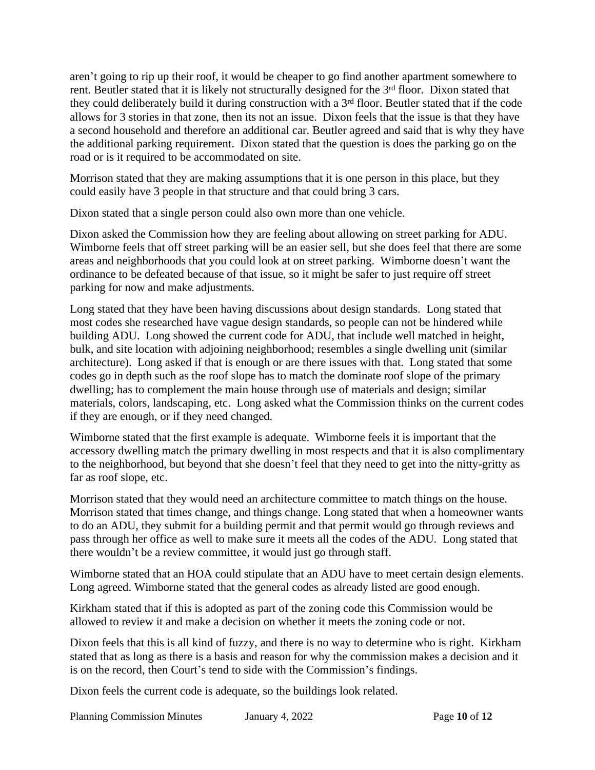aren't going to rip up their roof, it would be cheaper to go find another apartment somewhere to rent. Beutler stated that it is likely not structurally designed for the 3rd floor. Dixon stated that they could deliberately build it during construction with a 3rd floor. Beutler stated that if the code allows for 3 stories in that zone, then its not an issue. Dixon feels that the issue is that they have a second household and therefore an additional car. Beutler agreed and said that is why they have the additional parking requirement. Dixon stated that the question is does the parking go on the road or is it required to be accommodated on site.

Morrison stated that they are making assumptions that it is one person in this place, but they could easily have 3 people in that structure and that could bring 3 cars.

Dixon stated that a single person could also own more than one vehicle.

Dixon asked the Commission how they are feeling about allowing on street parking for ADU. Wimborne feels that off street parking will be an easier sell, but she does feel that there are some areas and neighborhoods that you could look at on street parking. Wimborne doesn't want the ordinance to be defeated because of that issue, so it might be safer to just require off street parking for now and make adjustments.

Long stated that they have been having discussions about design standards. Long stated that most codes she researched have vague design standards, so people can not be hindered while building ADU. Long showed the current code for ADU, that include well matched in height, bulk, and site location with adjoining neighborhood; resembles a single dwelling unit (similar architecture). Long asked if that is enough or are there issues with that. Long stated that some codes go in depth such as the roof slope has to match the dominate roof slope of the primary dwelling; has to complement the main house through use of materials and design; similar materials, colors, landscaping, etc. Long asked what the Commission thinks on the current codes if they are enough, or if they need changed.

Wimborne stated that the first example is adequate. Wimborne feels it is important that the accessory dwelling match the primary dwelling in most respects and that it is also complimentary to the neighborhood, but beyond that she doesn't feel that they need to get into the nitty-gritty as far as roof slope, etc.

Morrison stated that they would need an architecture committee to match things on the house. Morrison stated that times change, and things change. Long stated that when a homeowner wants to do an ADU, they submit for a building permit and that permit would go through reviews and pass through her office as well to make sure it meets all the codes of the ADU. Long stated that there wouldn't be a review committee, it would just go through staff.

Wimborne stated that an HOA could stipulate that an ADU have to meet certain design elements. Long agreed. Wimborne stated that the general codes as already listed are good enough.

Kirkham stated that if this is adopted as part of the zoning code this Commission would be allowed to review it and make a decision on whether it meets the zoning code or not.

Dixon feels that this is all kind of fuzzy, and there is no way to determine who is right. Kirkham stated that as long as there is a basis and reason for why the commission makes a decision and it is on the record, then Court's tend to side with the Commission's findings.

Dixon feels the current code is adequate, so the buildings look related.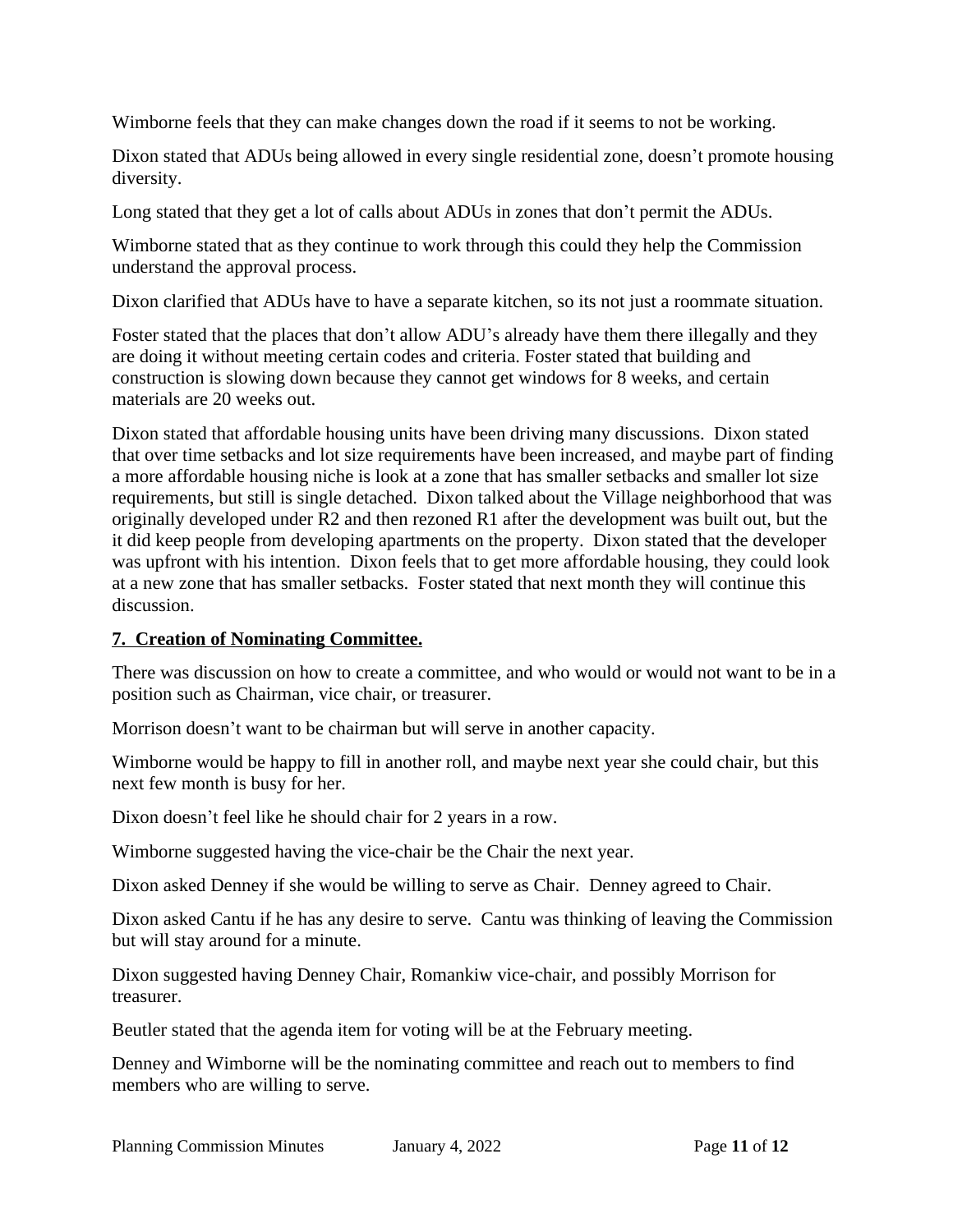Wimborne feels that they can make changes down the road if it seems to not be working.

Dixon stated that ADUs being allowed in every single residential zone, doesn't promote housing diversity.

Long stated that they get a lot of calls about ADUs in zones that don't permit the ADUs.

Wimborne stated that as they continue to work through this could they help the Commission understand the approval process.

Dixon clarified that ADUs have to have a separate kitchen, so its not just a roommate situation.

Foster stated that the places that don't allow ADU's already have them there illegally and they are doing it without meeting certain codes and criteria. Foster stated that building and construction is slowing down because they cannot get windows for 8 weeks, and certain materials are 20 weeks out.

Dixon stated that affordable housing units have been driving many discussions. Dixon stated that over time setbacks and lot size requirements have been increased, and maybe part of finding a more affordable housing niche is look at a zone that has smaller setbacks and smaller lot size requirements, but still is single detached. Dixon talked about the Village neighborhood that was originally developed under R2 and then rezoned R1 after the development was built out, but the it did keep people from developing apartments on the property. Dixon stated that the developer was upfront with his intention. Dixon feels that to get more affordable housing, they could look at a new zone that has smaller setbacks. Foster stated that next month they will continue this discussion.

**7. Creation of Nominating Committee.**

There was discussion on how to create a committee, and who would or would not want to be in a position such as Chairman, vice chair, or treasurer.

Morrison doesn't want to be chairman but will serve in another capacity.

Wimborne would be happy to fill in another roll, and maybe next year she could chair, but this next few month is busy for her.

Dixon doesn't feel like he should chair for 2 years in a row.

Wimborne suggested having the vice-chair be the Chair the next year.

Dixon asked Denney if she would be willing to serve as Chair. Denney agreed to Chair.

Dixon asked Cantu if he has any desire to serve. Cantu was thinking of leaving the Commission but will stay around for a minute.

Dixon suggested having Denney Chair, Romankiw vice-chair, and possibly Morrison for treasurer.

Beutler stated that the agenda item for voting will be at the February meeting.

Denney and Wimborne will be the nominating committee and reach out to members to find members who are willing to serve.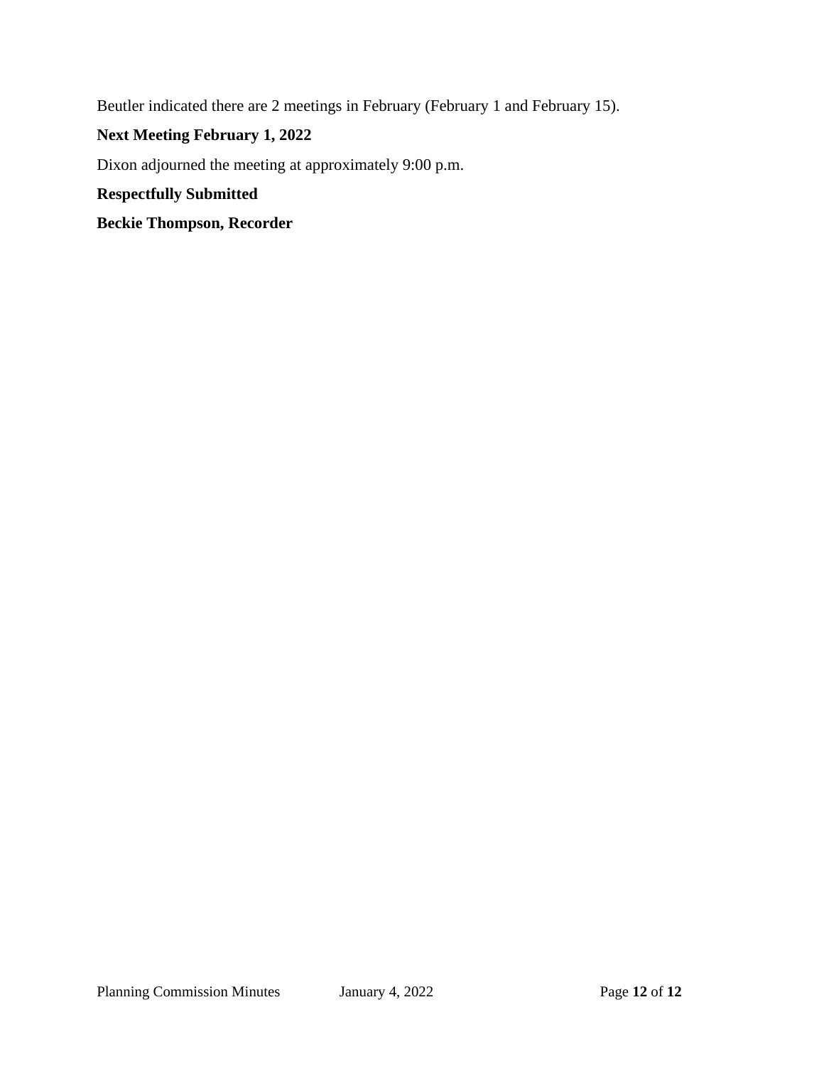Beutler indicated there are 2 meetings in February (February 1 and February 15).

**Next Meeting February 1, 2022**

Dixon adjourned the meeting at approximately 9:00 p.m.

**Respectfully Submitted**

**Beckie Thompson, Recorder**